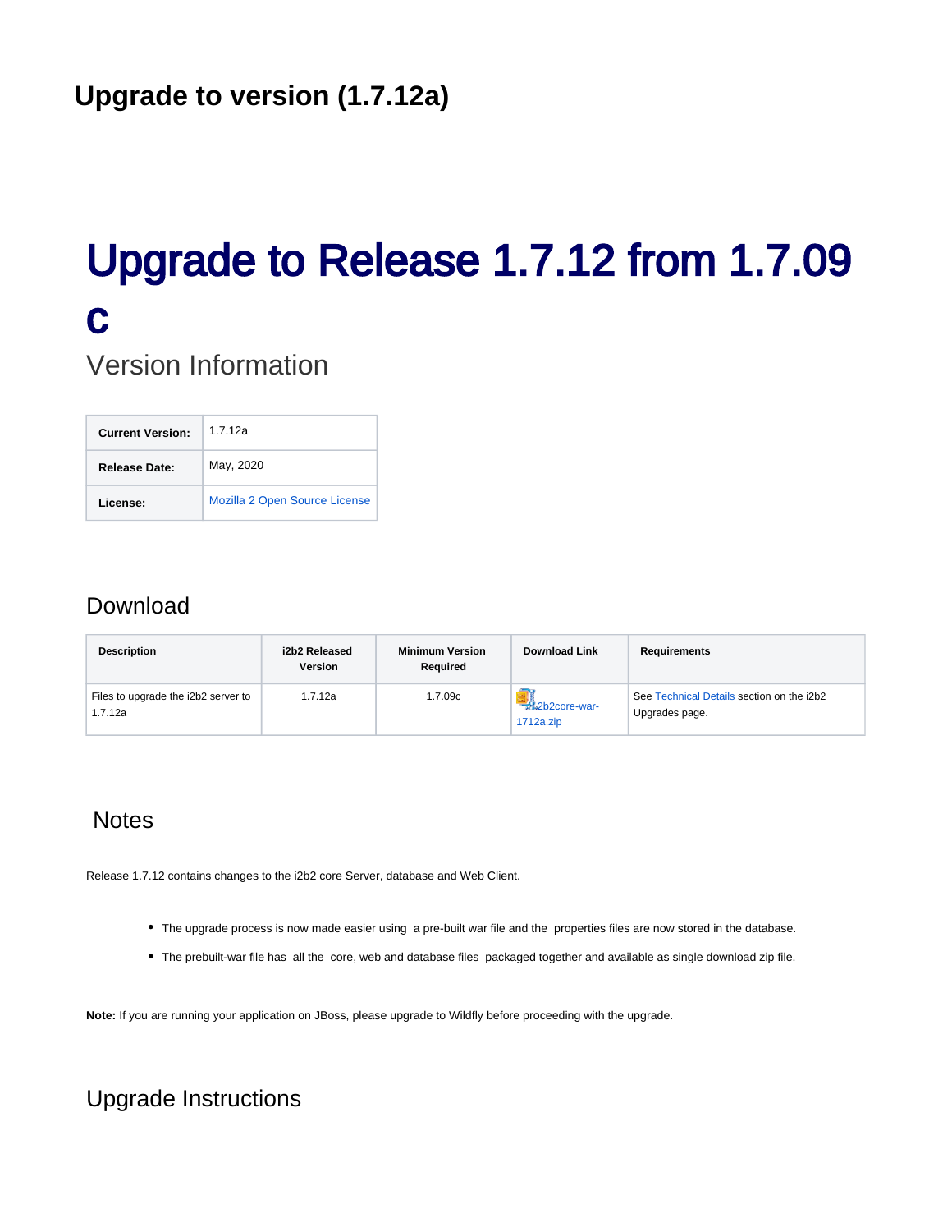## Upgrade to version (1.7.12a)

# Upgrade to Release 1.7.12 from 1.7.09 c

## Version Information

| | |
|---|---|
| **Current Version:** | 1.7.12a |
| **Release Date:** | May, 2020 |
| **License:** | Mozilla 2 Open Source License |

## Download

| Description | i2b2 Released Version | Minimum Version Required | Download Link | Requirements |
|---|---|---|---|---|
| Files to upgrade the i2b2 server to 1.7.12a | 1.7.12a | 1.7.09c | i2b2core-war-1712a.zip | See Technical Details section on the i2b2 Upgrades page. |

## Notes

Release 1.7.12 contains changes to the i2b2 core Server, database and Web Client.

- The upgrade process is now made easier using a pre-built war file and the properties files are now stored in the database.
- The prebuilt-war file has all the core, web and database files packaged together and available as single download zip file.

**Note:** If you are running your application on JBoss, please upgrade to Wildfly before proceeding with the upgrade.

## Upgrade Instructions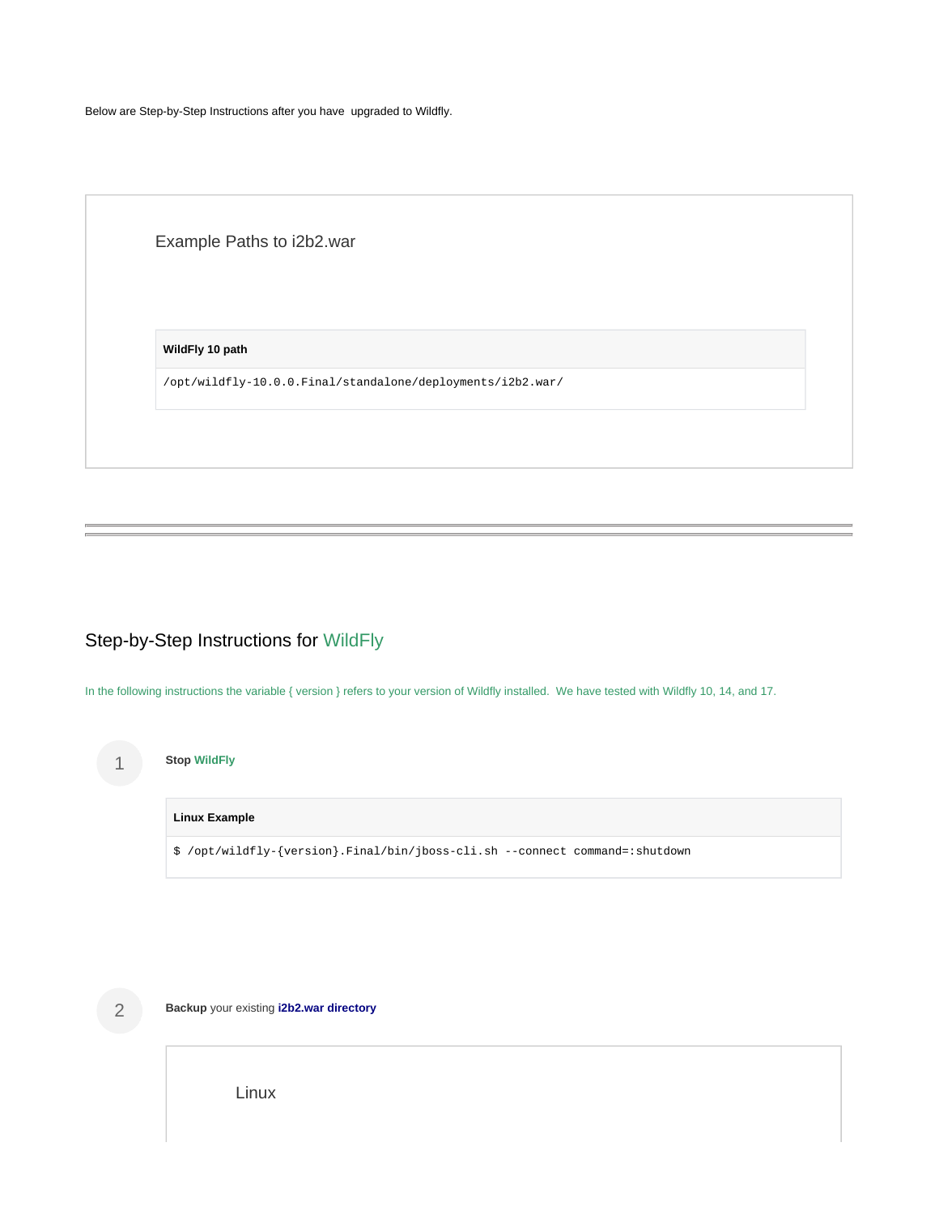Below are Step-by-Step Instructions after you have  upgraded to Wildfly.

### Example Paths to i2b2.war

**WildFly 10 path**

```
/opt/wildfly-10.0.0.Final/standalone/deployments/i2b2.war/
```

---

## Step-by-Step Instructions for WildFly

In the following instructions the variable { version } refers to your version of Wildfly installed.  We have tested with Wildfly 10, 14, and 17.

1. **Stop WildFly**

   **Linux Example**

   ```
   $ /opt/wildfly-{version}.Final/bin/jboss-cli.sh --connect command=:shutdown
   ```

2. **Backup** your existing **i2b2.war directory**

   ### Linux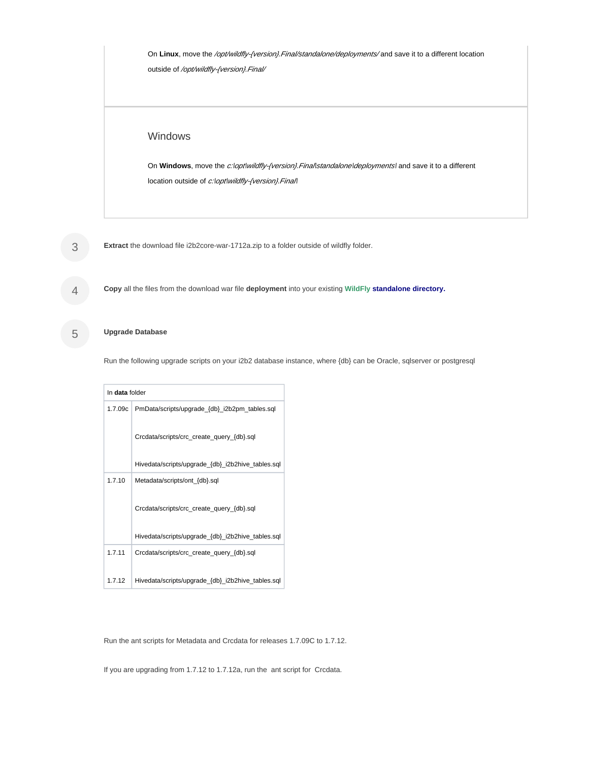On **Linux**, move the */opt/wildfly-{version}.Final/standalone/deployments/* and save it to a different location outside of */opt/wildfly-{version}.Final/*

### Windows

On **Windows**, move the *c:\opt\wildfly-{version}.Final\standalone\deployments\* and save it to a different location outside of *c:\opt\wildfly-{version}.Final\*

3. **Extract** the download file i2b2core-war-1712a.zip to a folder outside of wildfly folder.

4. **Copy** all the files from the download war file **deployment** into your existing **WildFly standalone directory.**

5. **Upgrade Database**

Run the following upgrade scripts on your i2b2 database instance, where {db} can be Oracle, sqlserver or postgresql

| In **data** folder | |
|---|---|
| 1.7.09c | PmData/scripts/upgrade_{db}_i2b2pm_tables.sql<br><br>Crcdata/scripts/crc_create_query_{db}.sql<br><br>Hivedata/scripts/upgrade_{db}_i2b2hive_tables.sql |
| 1.7.10 | Metadata/scripts/ont_{db}.sql<br><br>Crcdata/scripts/crc_create_query_{db}.sql<br><br>Hivedata/scripts/upgrade_{db}_i2b2hive_tables.sql |
| 1.7.11<br><br>1.7.12 | Crcdata/scripts/crc_create_query_{db}.sql<br><br>Hivedata/scripts/upgrade_{db}_i2b2hive_tables.sql |

Run the ant scripts for Metadata and Crcdata for releases 1.7.09C to 1.7.12.

If you are upgrading from 1.7.12 to 1.7.12a, run the ant script for Crcdata.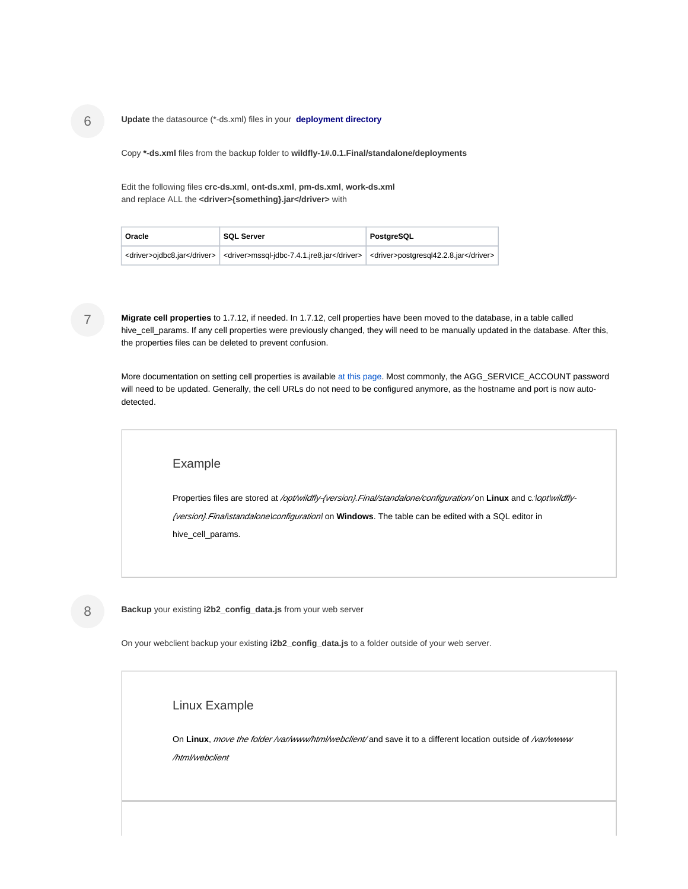6

**Update** the datasource (*-ds.xml) files in your **deployment directory**

Copy ***-ds.xml** files from the backup folder to **wildfly-1#.0.1.Final/standalone/deployments**

Edit the following files **crc-ds.xml**, **ont-ds.xml**, **pm-ds.xml**, **work-ds.xml**
and replace ALL the **<driver>{something}.jar</driver>** with

| Oracle | SQL Server | PostgreSQL |
| --- | --- | --- |
| <driver>ojdbc8.jar</driver> | <driver>mssql-jdbc-7.4.1.jre8.jar</driver> | <driver>postgresql42.2.8.jar</driver> |

7

**Migrate cell properties** to 1.7.12, if needed. In 1.7.12, cell properties have been moved to the database, in a table called hive_cell_params. If any cell properties were previously changed, they will need to be manually updated in the database. After this, the properties files can be deleted to prevent confusion.

More documentation on setting cell properties is available at this page. Most commonly, the AGG_SERVICE_ACCOUNT password will need to be updated. Generally, the cell URLs do not need to be configured anymore, as the hostname and port is now auto-detected.

### Example

Properties files are stored at */opt/wildfly-{version}.Final/standalone/configuration/* on **Linux** and c*:\opt\wildfly-{version}.Final\standalone\configuration\* on **Windows**. The table can be edited with a SQL editor in hive_cell_params.

8

**Backup** your existing **i2b2_config_data.js** from your web server

On your webclient backup your existing **i2b2_config_data.js** to a folder outside of your web server.

### Linux Example

On **Linux**, *move the folder /var/www/html/webclient/* and save it to a different location outside of */var/www/html/webclient*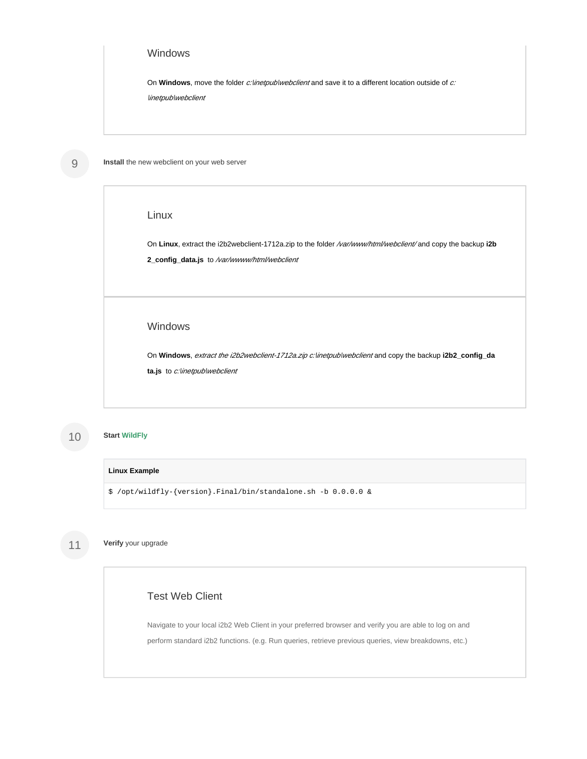### Windows

On **Windows**, move the folder *c:\inetpub\webclient* and save it to a different location outside of *c:\inetpub\webclient*

9 **Install** the new webclient on your web server

### Linux

On **Linux**, extract the i2b2webclient-1712a.zip to the folder */var/www/html/webclient/* and copy the backup **i2b2_config_data.js** to */var/wwww/html/webclient*

### Windows

On **Windows**, *extract the i2b2webclient-1712a.zip c:\inetpub\webclient* and copy the backup **i2b2_config_data.js** to *c:\inetpub\webclient*

10 **Start WildFly**

**Linux Example**

```
$ /opt/wildfly-{version}.Final/bin/standalone.sh -b 0.0.0.0 &
```

11 **Verify** your upgrade

### Test Web Client

Navigate to your local i2b2 Web Client in your preferred browser and verify you are able to log on and perform standard i2b2 functions. (e.g. Run queries, retrieve previous queries, view breakdowns, etc.)